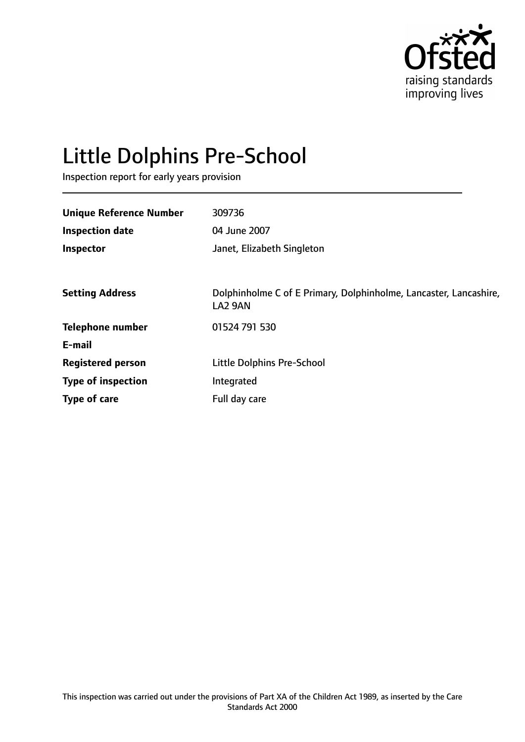Ofsted
raising standards
improving lives

# Little Dolphins Pre-School

Inspection report for early years provision

| | |
|---|---|
| **Unique Reference Number** | 309736 |
| **Inspection date** | 04 June 2007 |
| **Inspector** | Janet, Elizabeth Singleton |
| | |
| **Setting Address** | Dolphinholme C of E Primary, Dolphinholme, Lancaster, Lancashire, LA2 9AN |
| **Telephone number** | 01524 791 530 |
| **E-mail** | |
| **Registered person** | Little Dolphins Pre-School |
| **Type of inspection** | Integrated |
| **Type of care** | Full day care |

This inspection was carried out under the provisions of Part XA of the Children Act 1989, as inserted by the Care Standards Act 2000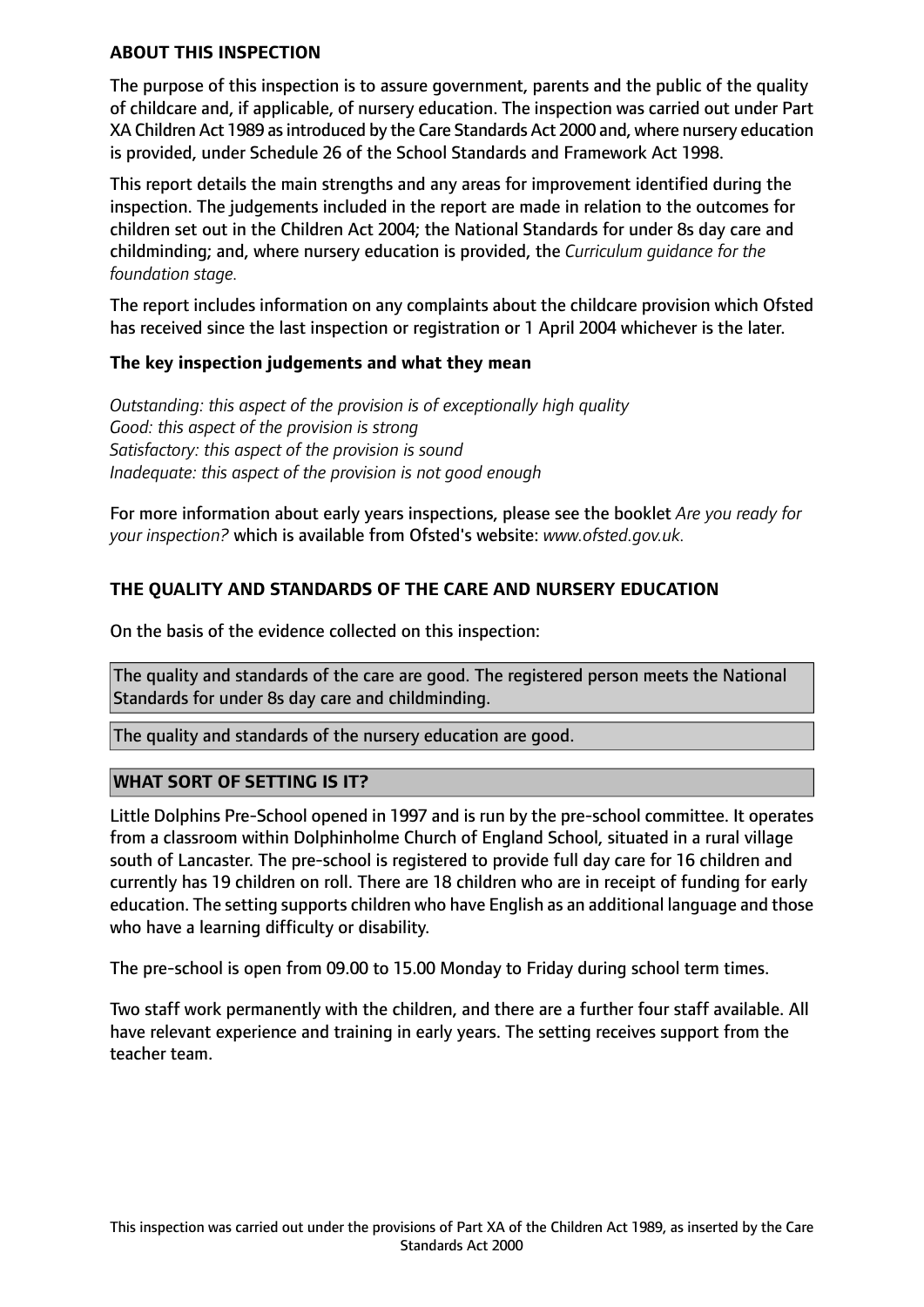**ABOUT THIS INSPECTION**

The purpose of this inspection is to assure government, parents and the public of the quality of childcare and, if applicable, of nursery education. The inspection was carried out under Part XA Children Act 1989 as introduced by the Care Standards Act 2000 and, where nursery education is provided, under Schedule 26 of the School Standards and Framework Act 1998.

This report details the main strengths and any areas for improvement identified during the inspection. The judgements included in the report are made in relation to the outcomes for children set out in the Children Act 2004; the National Standards for under 8s day care and childminding; and, where nursery education is provided, the *Curriculum guidance for the foundation stage.*

The report includes information on any complaints about the childcare provision which Ofsted has received since the last inspection or registration or 1 April 2004 whichever is the later.

**The key inspection judgements and what they mean**

*Outstanding: this aspect of the provision is of exceptionally high quality*
*Good: this aspect of the provision is strong*
*Satisfactory: this aspect of the provision is sound*
*Inadequate: this aspect of the provision is not good enough*

For more information about early years inspections, please see the booklet *Are you ready for your inspection?* which is available from Ofsted's website: *www.ofsted.gov.uk.*

**THE QUALITY AND STANDARDS OF THE CARE AND NURSERY EDUCATION**

On the basis of the evidence collected on this inspection:

The quality and standards of the care are good. The registered person meets the National Standards for under 8s day care and childminding.

The quality and standards of the nursery education are good.

**WHAT SORT OF SETTING IS IT?**

Little Dolphins Pre-School opened in 1997 and is run by the pre-school committee. It operates from a classroom within Dolphinholme Church of England School, situated in a rural village south of Lancaster. The pre-school is registered to provide full day care for 16 children and currently has 19 children on roll. There are 18 children who are in receipt of funding for early education. The setting supports children who have English as an additional language and those who have a learning difficulty or disability.

The pre-school is open from 09.00 to 15.00 Monday to Friday during school term times.

Two staff work permanently with the children, and there are a further four staff available. All have relevant experience and training in early years. The setting receives support from the teacher team.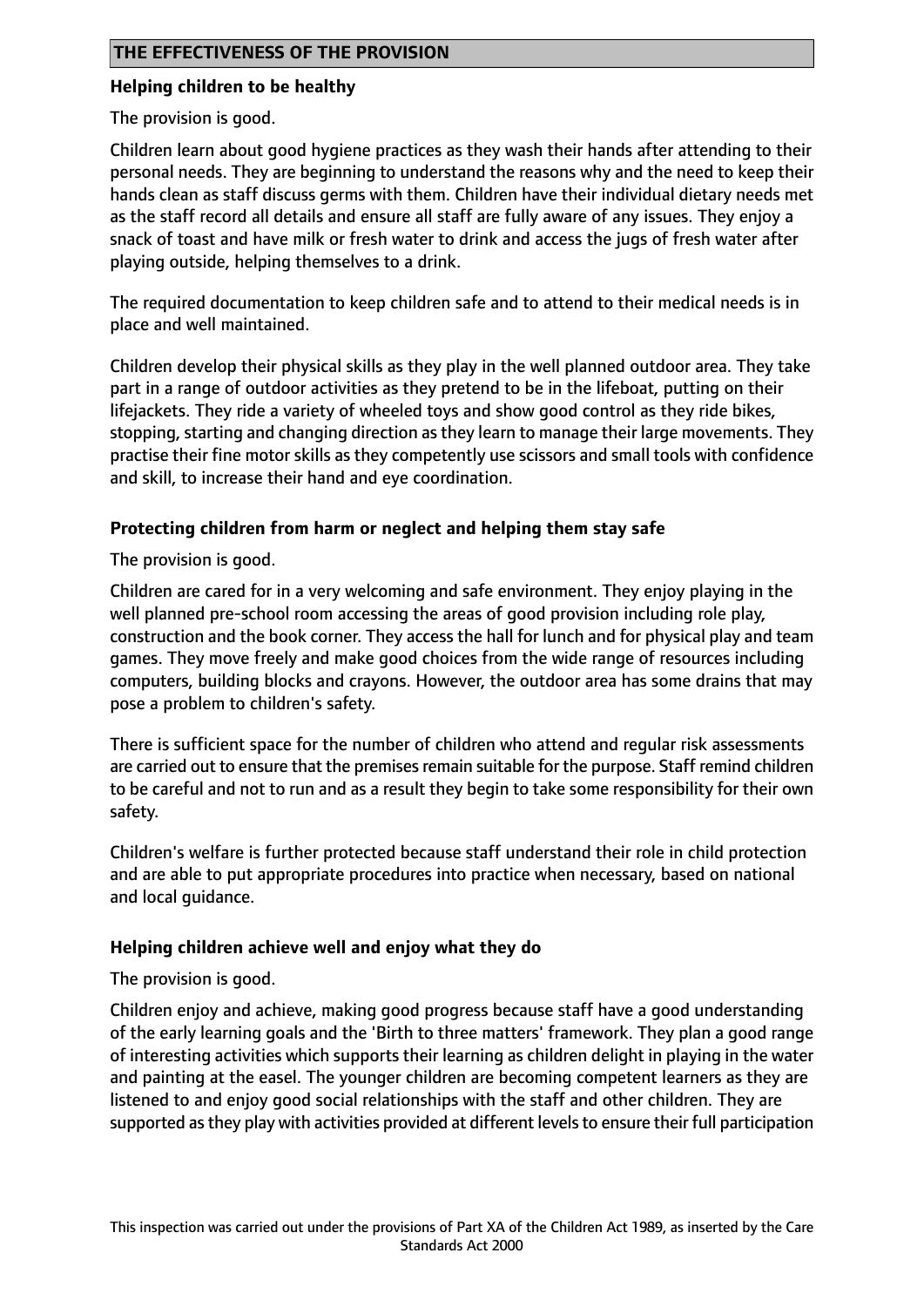## THE EFFECTIVENESS OF THE PROVISION

### Helping children to be healthy

The provision is good.

Children learn about good hygiene practices as they wash their hands after attending to their personal needs. They are beginning to understand the reasons why and the need to keep their hands clean as staff discuss germs with them. Children have their individual dietary needs met as the staff record all details and ensure all staff are fully aware of any issues. They enjoy a snack of toast and have milk or fresh water to drink and access the jugs of fresh water after playing outside, helping themselves to a drink.

The required documentation to keep children safe and to attend to their medical needs is in place and well maintained.

Children develop their physical skills as they play in the well planned outdoor area. They take part in a range of outdoor activities as they pretend to be in the lifeboat, putting on their lifejackets. They ride a variety of wheeled toys and show good control as they ride bikes, stopping, starting and changing direction as they learn to manage their large movements. They practise their fine motor skills as they competently use scissors and small tools with confidence and skill, to increase their hand and eye coordination.

### Protecting children from harm or neglect and helping them stay safe

The provision is good.

Children are cared for in a very welcoming and safe environment. They enjoy playing in the well planned pre-school room accessing the areas of good provision including role play, construction and the book corner. They access the hall for lunch and for physical play and team games. They move freely and make good choices from the wide range of resources including computers, building blocks and crayons. However, the outdoor area has some drains that may pose a problem to children's safety.

There is sufficient space for the number of children who attend and regular risk assessments are carried out to ensure that the premises remain suitable for the purpose. Staff remind children to be careful and not to run and as a result they begin to take some responsibility for their own safety.

Children's welfare is further protected because staff understand their role in child protection and are able to put appropriate procedures into practice when necessary, based on national and local guidance.

### Helping children achieve well and enjoy what they do

The provision is good.

Children enjoy and achieve, making good progress because staff have a good understanding of the early learning goals and the 'Birth to three matters' framework. They plan a good range of interesting activities which supports their learning as children delight in playing in the water and painting at the easel. The younger children are becoming competent learners as they are listened to and enjoy good social relationships with the staff and other children. They are supported as they play with activities provided at different levels to ensure their full participation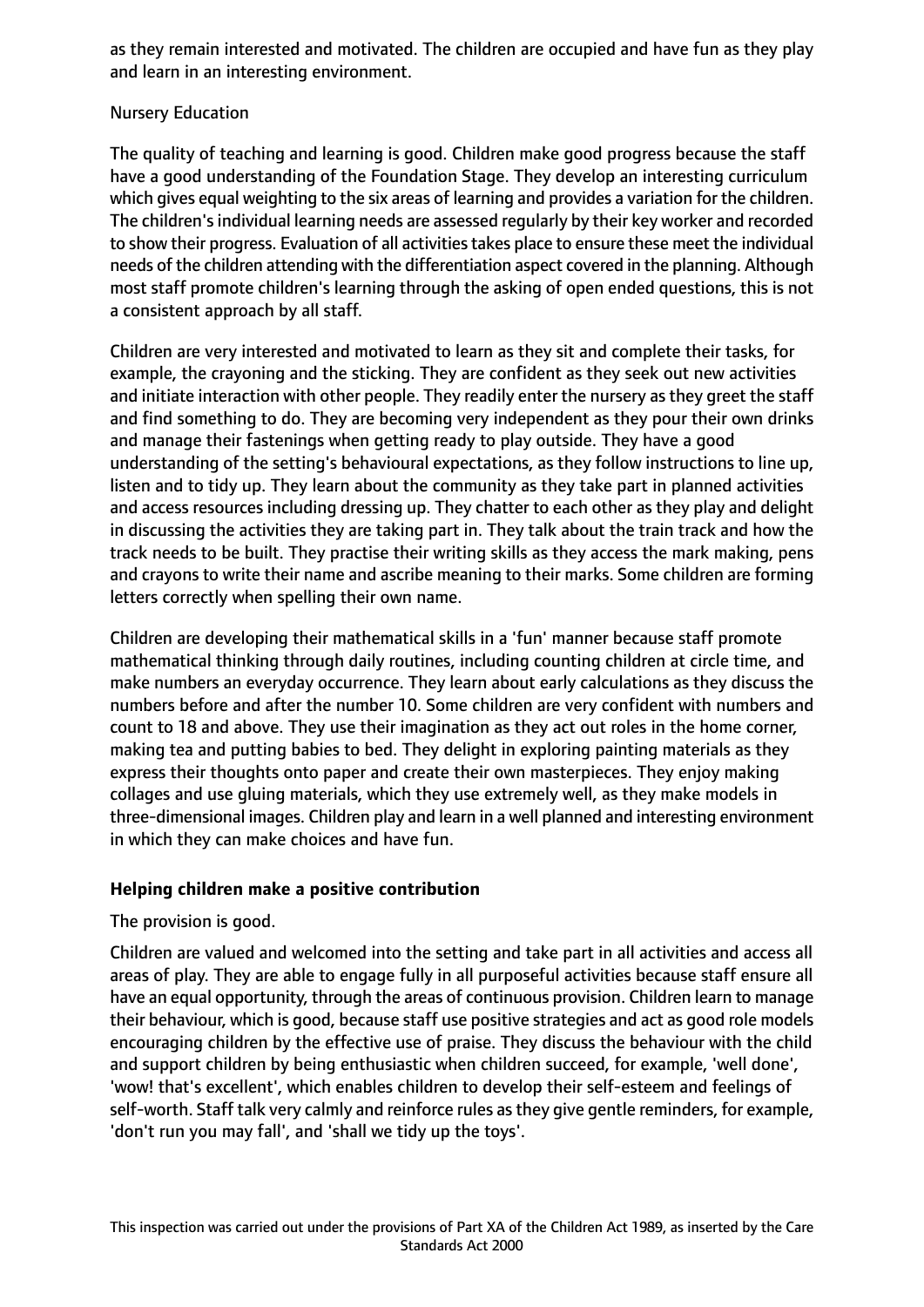as they remain interested and motivated. The children are occupied and have fun as they play and learn in an interesting environment.

Nursery Education

The quality of teaching and learning is good. Children make good progress because the staff have a good understanding of the Foundation Stage. They develop an interesting curriculum which gives equal weighting to the six areas of learning and provides a variation for the children. The children's individual learning needs are assessed regularly by their key worker and recorded to show their progress. Evaluation of all activities takes place to ensure these meet the individual needs of the children attending with the differentiation aspect covered in the planning. Although most staff promote children's learning through the asking of open ended questions, this is not a consistent approach by all staff.

Children are very interested and motivated to learn as they sit and complete their tasks, for example, the crayoning and the sticking. They are confident as they seek out new activities and initiate interaction with other people. They readily enter the nursery as they greet the staff and find something to do. They are becoming very independent as they pour their own drinks and manage their fastenings when getting ready to play outside. They have a good understanding of the setting's behavioural expectations, as they follow instructions to line up, listen and to tidy up. They learn about the community as they take part in planned activities and access resources including dressing up. They chatter to each other as they play and delight in discussing the activities they are taking part in. They talk about the train track and how the track needs to be built. They practise their writing skills as they access the mark making, pens and crayons to write their name and ascribe meaning to their marks. Some children are forming letters correctly when spelling their own name.

Children are developing their mathematical skills in a 'fun' manner because staff promote mathematical thinking through daily routines, including counting children at circle time, and make numbers an everyday occurrence. They learn about early calculations as they discuss the numbers before and after the number 10. Some children are very confident with numbers and count to 18 and above. They use their imagination as they act out roles in the home corner, making tea and putting babies to bed. They delight in exploring painting materials as they express their thoughts onto paper and create their own masterpieces. They enjoy making collages and use gluing materials, which they use extremely well, as they make models in three-dimensional images. Children play and learn in a well planned and interesting environment in which they can make choices and have fun.

**Helping children make a positive contribution**

The provision is good.

Children are valued and welcomed into the setting and take part in all activities and access all areas of play. They are able to engage fully in all purposeful activities because staff ensure all have an equal opportunity, through the areas of continuous provision. Children learn to manage their behaviour, which is good, because staff use positive strategies and act as good role models encouraging children by the effective use of praise. They discuss the behaviour with the child and support children by being enthusiastic when children succeed, for example, 'well done', 'wow! that's excellent', which enables children to develop their self-esteem and feelings of self-worth. Staff talk very calmly and reinforce rules as they give gentle reminders, for example, 'don't run you may fall', and 'shall we tidy up the toys'.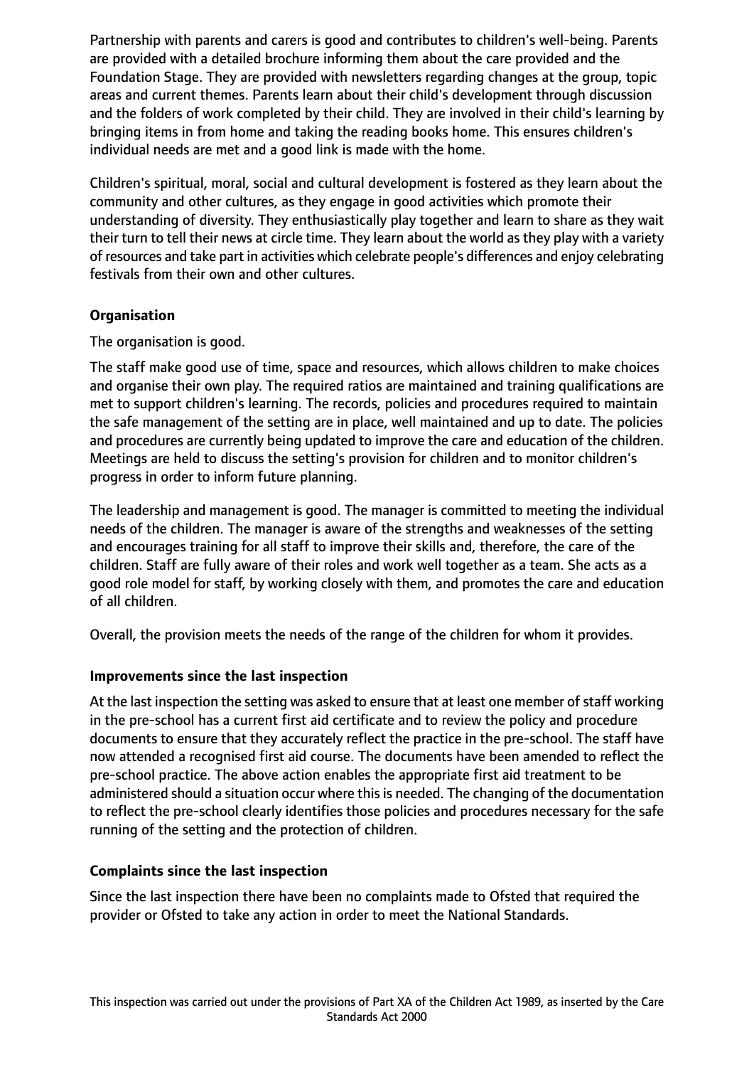Partnership with parents and carers is good and contributes to children's well-being. Parents are provided with a detailed brochure informing them about the care provided and the Foundation Stage. They are provided with newsletters regarding changes at the group, topic areas and current themes. Parents learn about their child's development through discussion and the folders of work completed by their child. They are involved in their child's learning by bringing items in from home and taking the reading books home. This ensures children's individual needs are met and a good link is made with the home.

Children's spiritual, moral, social and cultural development is fostered as they learn about the community and other cultures, as they engage in good activities which promote their understanding of diversity. They enthusiastically play together and learn to share as they wait their turn to tell their news at circle time. They learn about the world as they play with a variety of resources and take part in activities which celebrate people's differences and enjoy celebrating festivals from their own and other cultures.

### Organisation

The organisation is good.

The staff make good use of time, space and resources, which allows children to make choices and organise their own play. The required ratios are maintained and training qualifications are met to support children's learning. The records, policies and procedures required to maintain the safe management of the setting are in place, well maintained and up to date. The policies and procedures are currently being updated to improve the care and education of the children. Meetings are held to discuss the setting's provision for children and to monitor children's progress in order to inform future planning.

The leadership and management is good. The manager is committed to meeting the individual needs of the children. The manager is aware of the strengths and weaknesses of the setting and encourages training for all staff to improve their skills and, therefore, the care of the children. Staff are fully aware of their roles and work well together as a team. She acts as a good role model for staff, by working closely with them, and promotes the care and education of all children.

Overall, the provision meets the needs of the range of the children for whom it provides.

### Improvements since the last inspection

At the last inspection the setting was asked to ensure that at least one member of staff working in the pre-school has a current first aid certificate and to review the policy and procedure documents to ensure that they accurately reflect the practice in the pre-school. The staff have now attended a recognised first aid course. The documents have been amended to reflect the pre-school practice. The above action enables the appropriate first aid treatment to be administered should a situation occur where this is needed. The changing of the documentation to reflect the pre-school clearly identifies those policies and procedures necessary for the safe running of the setting and the protection of children.

### Complaints since the last inspection

Since the last inspection there have been no complaints made to Ofsted that required the provider or Ofsted to take any action in order to meet the National Standards.

This inspection was carried out under the provisions of Part XA of the Children Act 1989, as inserted by the Care Standards Act 2000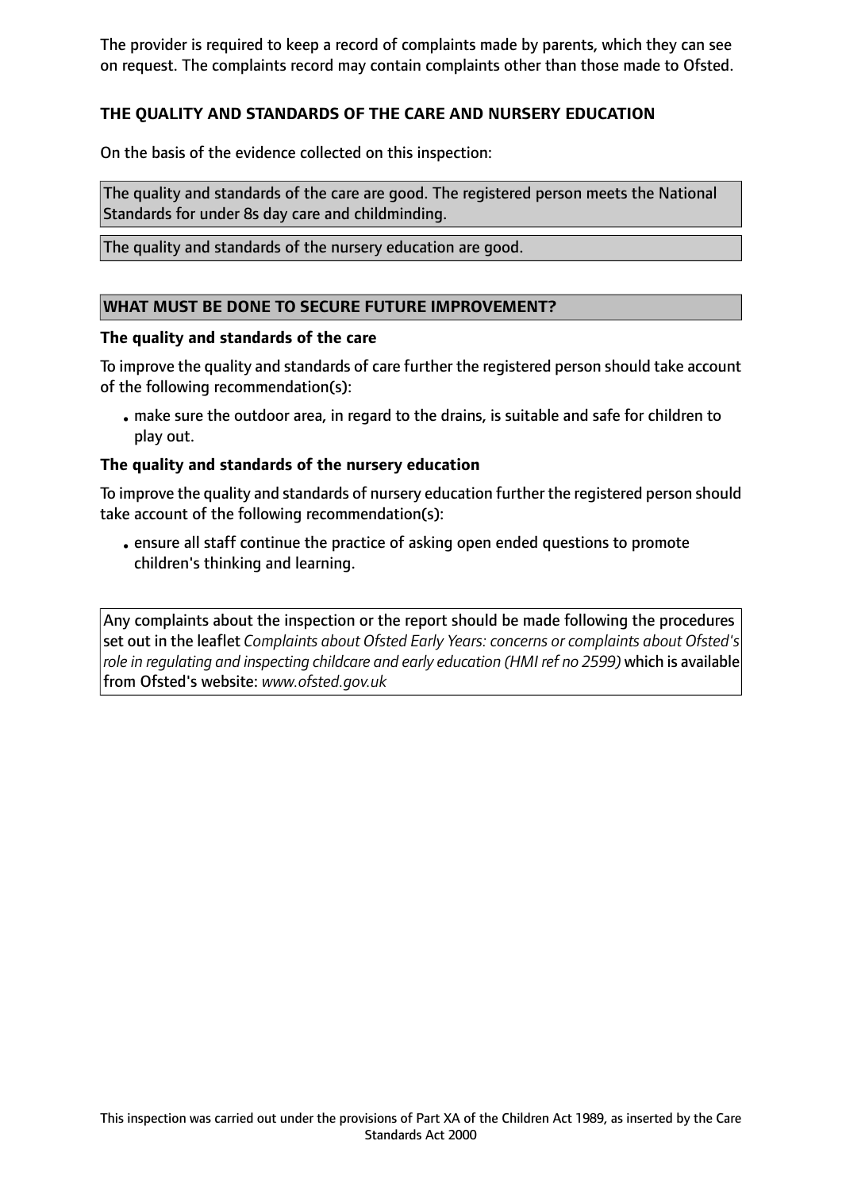The provider is required to keep a record of complaints made by parents, which they can see on request. The complaints record may contain complaints other than those made to Ofsted.

## THE QUALITY AND STANDARDS OF THE CARE AND NURSERY EDUCATION

On the basis of the evidence collected on this inspection:

The quality and standards of the care are good. The registered person meets the National Standards for under 8s day care and childminding.

The quality and standards of the nursery education are good.

## WHAT MUST BE DONE TO SECURE FUTURE IMPROVEMENT?

### The quality and standards of the care

To improve the quality and standards of care further the registered person should take account of the following recommendation(s):

- make sure the outdoor area, in regard to the drains, is suitable and safe for children to play out.

### The quality and standards of the nursery education

To improve the quality and standards of nursery education further the registered person should take account of the following recommendation(s):

- ensure all staff continue the practice of asking open ended questions to promote children's thinking and learning.

Any complaints about the inspection or the report should be made following the procedures set out in the leaflet *Complaints about Ofsted Early Years: concerns or complaints about Ofsted's role in regulating and inspecting childcare and early education (HMI ref no 2599)* which is available from Ofsted's website: *www.ofsted.gov.uk*

This inspection was carried out under the provisions of Part XA of the Children Act 1989, as inserted by the Care Standards Act 2000